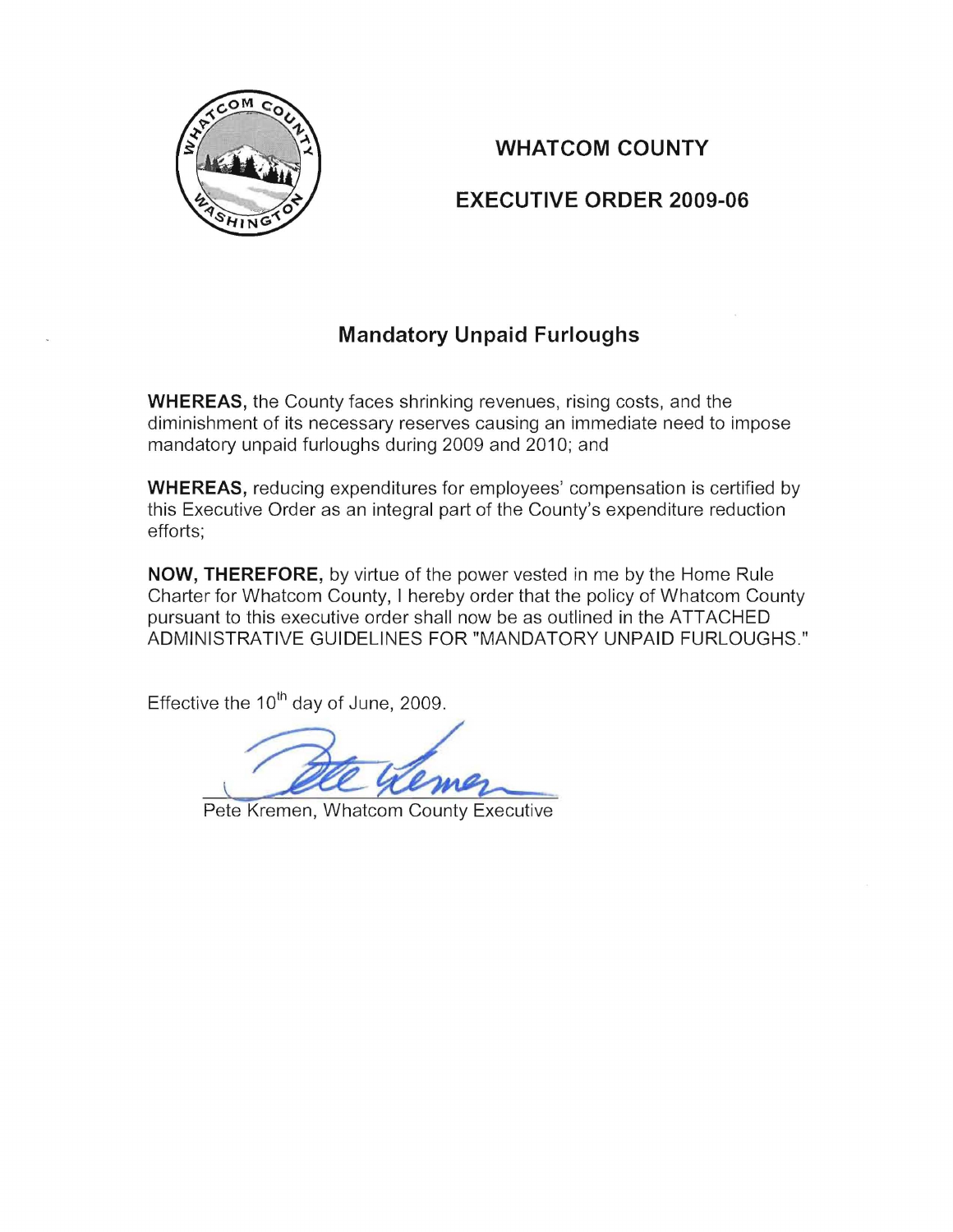# WHATCOM COUNTY

## EXECUTIVE ORDER 2009-06

### Mandatory Unpaid Furloughs

**WHEREAS,** the County faces shrinking revenues, rising costs, and the diminishment of its necessary reserves causing an immediate need to impose mandatory unpaid furloughs during 2009 and 2010; and

**WHEREAS,** reducing expenditures for employees' compensation is certified by this Executive Order as an integral part of the County's expenditure reduction efforts;

**NOW, THEREFORE,** by virtue of the power vested in me by the Home Rule Charter for Whatcom County, I hereby order that the policy of Whatcom County pursuant to this executive order shall now be as outlined in the ATTACHED ADMINISTRATIVE GUIDELINES FOR "MANDATORY UNPAID FURLOUGHS."

Effective the 10th day of June, 2009.

Pete Kremen, Whatcom County Executive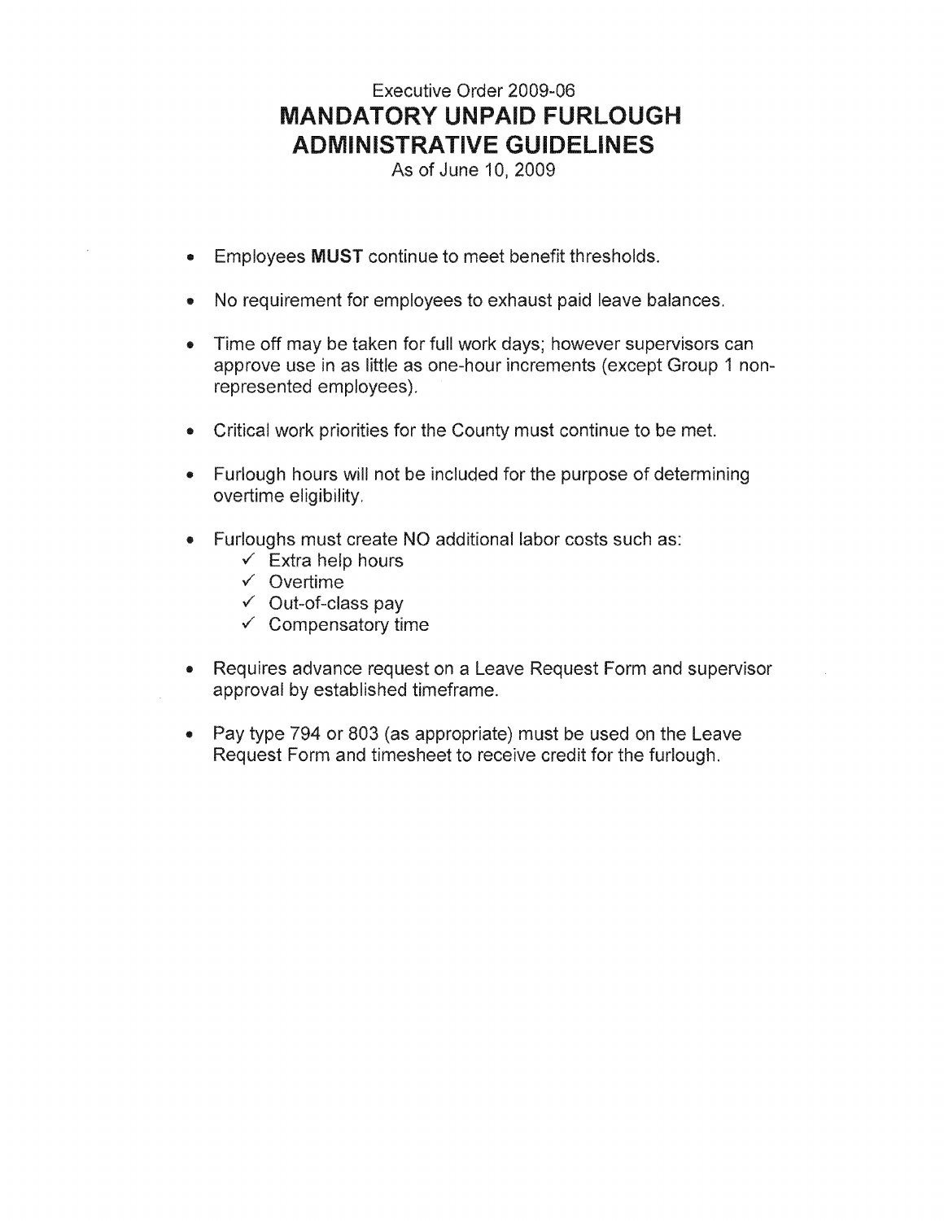Executive Order 2009-06

# MANDATORY UNPAID FURLOUGH ADMINISTRATIVE GUIDELINES

As of June 10, 2009

- Employees **MUST** continue to meet benefit thresholds.
- No requirement for employees to exhaust paid leave balances.
- Time off may be taken for full work days; however supervisors can approve use in as little as one-hour increments (except Group 1 non-represented employees).
- Critical work priorities for the County must continue to be met.
- Furlough hours will not be included for the purpose of determining overtime eligibility.
- Furloughs must create NO additional labor costs such as:
  - ✓ Extra help hours
  - ✓ Overtime
  - ✓ Out-of-class pay
  - ✓ Compensatory time
- Requires advance request on a Leave Request Form and supervisor approval by established timeframe.
- Pay type 794 or 803 (as appropriate) must be used on the Leave Request Form and timesheet to receive credit for the furlough.